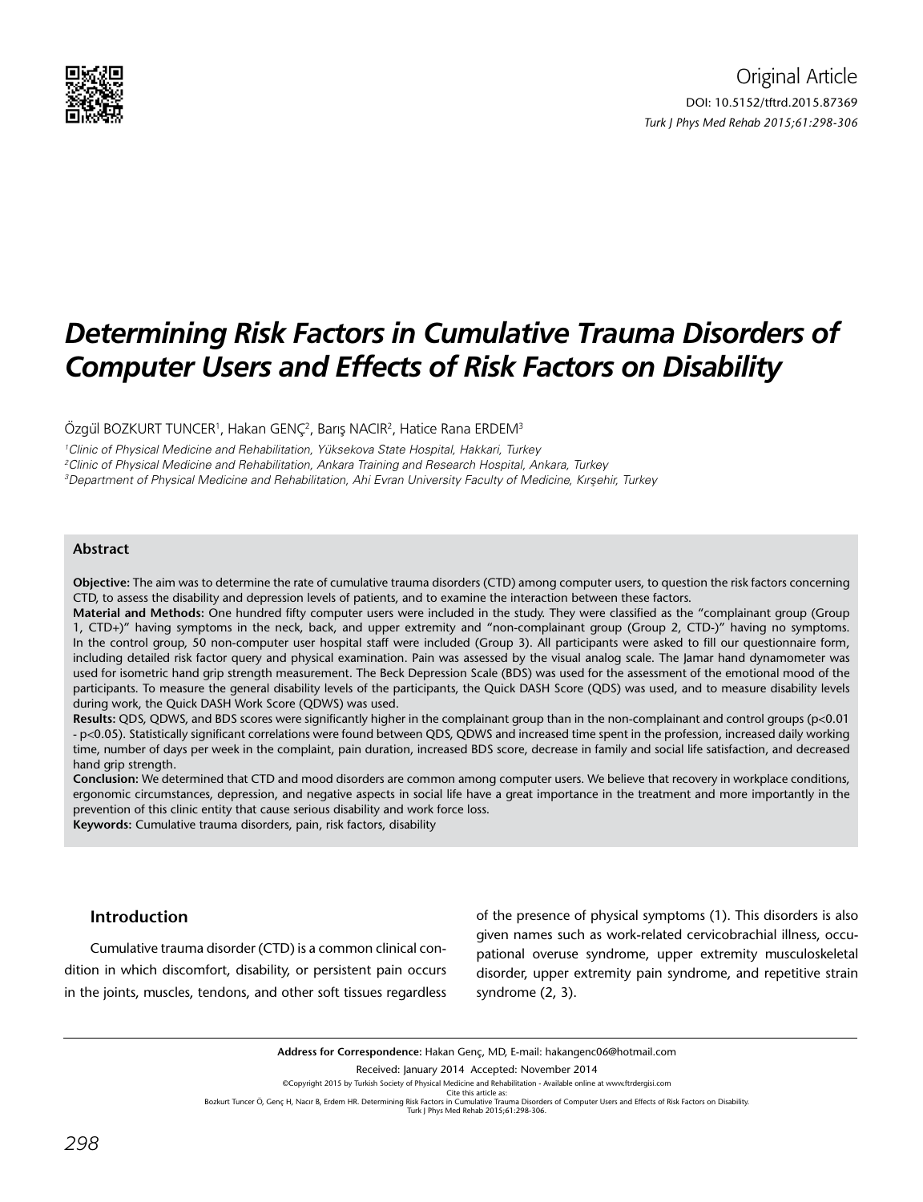Original Article

DOI: 10.5152/tftrd.2015.87369

# Determining Risk Factors in Cumulative Trauma Disorders of Computer Users and Effects of Risk Factors on Disability

Özgül BOZKURT TUNCER[1], Hakan GENÇ[2], Barış NACIR[2], Hatice Rana ERDEM[3]

[1]Clinic of Physical Medicine and Rehabilitation, Yüksekova State Hospital, Hakkari, Turkey

[2]Clinic of Physical Medicine and Rehabilitation, Ankara Training and Research Hospital, Ankara, Turkey

[3]Department of Physical Medicine and Rehabilitation, Ahi Evran University Faculty of Medicine, Kırşehir, Turkey

### Abstract

**Objective:** The aim was to determine the rate of cumulative trauma disorders (CTD) among computer users, to question the risk factors concerning CTD, to assess the disability and depression levels of patients, and to examine the interaction between these factors.

**Material and Methods:** One hundred fifty computer users were included in the study. They were classified as the "complainant group (Group 1, CTD+)" having symptoms in the neck, back, and upper extremity and "non-complainant group (Group 2, CTD-)" having no symptoms. In the control group, 50 non-computer user hospital staff were included (Group 3). All participants were asked to fill our questionnaire form, including detailed risk factor query and physical examination. Pain was assessed by the visual analog scale. The Jamar hand dynamometer was used for isometric hand grip strength measurement. The Beck Depression Scale (BDS) was used for the assessment of the emotional mood of the participants. To measure the general disability levels of the participants, the Quick DASH Score (QDS) was used, and to measure disability levels during work, the Quick DASH Work Score (QDWS) was used.

**Results:** QDS, QDWS, and BDS scores were significantly higher in the complainant group than in the non-complainant and control groups ($p<0.01$ - $p<0.05$). Statistically significant correlations were found between QDS, QDWS and increased time spent in the profession, increased daily working time, number of days per week in the complaint, pain duration, increased BDS score, decrease in family and social life satisfaction, and decreased hand grip strength.

**Conclusion:** We determined that CTD and mood disorders are common among computer users. We believe that recovery in workplace conditions, ergonomic circumstances, depression, and negative aspects in social life have a great importance in the treatment and more importantly in the prevention of this clinic entity that cause serious disability and work force loss.

**Keywords:** Cumulative trauma disorders, pain, risk factors, disability

## Introduction

Cumulative trauma disorder (CTD) is a common clinical condition in which discomfort, disability, or persistent pain occurs in the joints, muscles, tendons, and other soft tissues regardless of the presence of physical symptoms (1). This disorders is also given names such as work-related cervicobrachial illness, occupational overuse syndrome, upper extremity musculoskeletal disorder, upper extremity pain syndrome, and repetitive strain syndrome (2, 3).

**Address for Correspondence:** Hakan Genç, MD, E-mail: hakangenc06@hotmail.com

Received: January 2014 Accepted: November 2014

©Copyright 2015 by Turkish Society of Physical Medicine and Rehabilitation - Available online at www.ftrdergisi.com

Cite this article as:
Bozkurt Tuncer Ö, Genç H, Nacır B, Erdem HR. Determining Risk Factors in Cumulative Trauma Disorders of Computer Users and Effects of Risk Factors on Disability. Turk J Phys Med Rehab 2015;61:298-306.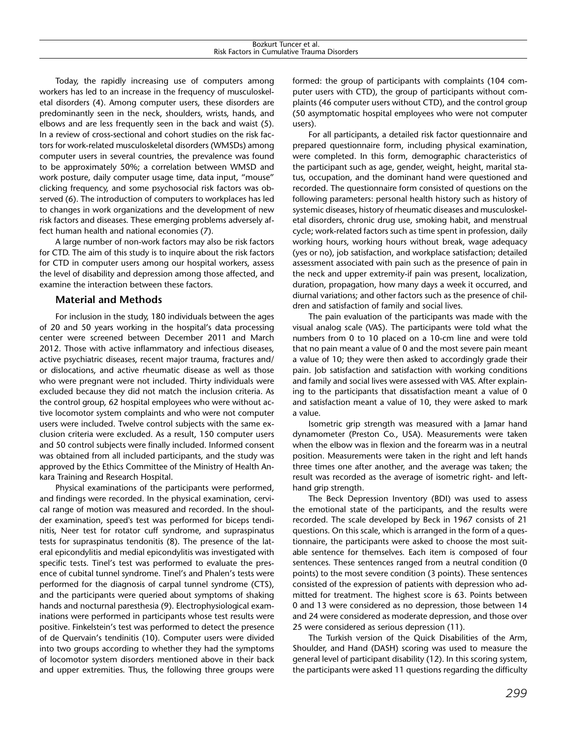Today, the rapidly increasing use of computers among workers has led to an increase in the frequency of musculoskeletal disorders (4). Among computer users, these disorders are predominantly seen in the neck, shoulders, wrists, hands, and elbows and are less frequently seen in the back and waist (5). In a review of cross-sectional and cohort studies on the risk factors for work-related musculoskeletal disorders (WMSDs) among computer users in several countries, the prevalence was found to be approximately 50%; a correlation between WMSD and work posture, daily computer usage time, data input, "mouse" clicking frequency, and some psychosocial risk factors was observed (6). The introduction of computers to workplaces has led to changes in work organizations and the development of new risk factors and diseases. These emerging problems adversely affect human health and national economies (7).

A large number of non-work factors may also be risk factors for CTD. The aim of this study is to inquire about the risk factors for CTD in computer users among our hospital workers, assess the level of disability and depression among those affected, and examine the interaction between these factors.

## Material and Methods

For inclusion in the study, 180 individuals between the ages of 20 and 50 years working in the hospital's data processing center were screened between December 2011 and March 2012. Those with active inflammatory and infectious diseases, active psychiatric diseases, recent major trauma, fractures and/or dislocations, and active rheumatic disease as well as those who were pregnant were not included. Thirty individuals were excluded because they did not match the inclusion criteria. As the control group, 62 hospital employees who were without active locomotor system complaints and who were not computer users were included. Twelve control subjects with the same exclusion criteria were excluded. As a result, 150 computer users and 50 control subjects were finally included. Informed consent was obtained from all included participants, and the study was approved by the Ethics Committee of the Ministry of Health Ankara Training and Research Hospital.

Physical examinations of the participants were performed, and findings were recorded. In the physical examination, cervical range of motion was measured and recorded. In the shoulder examination, speed's test was performed for biceps tendinitis, Neer test for rotator cuff syndrome, and supraspinatus tests for supraspinatus tendonitis (8). The presence of the lateral epicondylitis and medial epicondylitis was investigated with specific tests. Tinel's test was performed to evaluate the presence of cubital tunnel syndrome. Tinel's and Phalen's tests were performed for the diagnosis of carpal tunnel syndrome (CTS), and the participants were queried about symptoms of shaking hands and nocturnal paresthesia (9). Electrophysiological examinations were performed in participants whose test results were positive. Finkelstein's test was performed to detect the presence of de Quervain's tendinitis (10). Computer users were divided into two groups according to whether they had the symptoms of locomotor system disorders mentioned above in their back and upper extremities. Thus, the following three groups were formed: the group of participants with complaints (104 computer users with CTD), the group of participants without complaints (46 computer users without CTD), and the control group (50 asymptomatic hospital employees who were not computer users).

For all participants, a detailed risk factor questionnaire and prepared questionnaire form, including physical examination, were completed. In this form, demographic characteristics of the participant such as age, gender, weight, height, marital status, occupation, and the dominant hand were questioned and recorded. The questionnaire form consisted of questions on the following parameters: personal health history such as history of systemic diseases, history of rheumatic diseases and musculoskeletal disorders, chronic drug use, smoking habit, and menstrual cycle; work-related factors such as time spent in profession, daily working hours, working hours without break, wage adequacy (yes or no), job satisfaction, and workplace satisfaction; detailed assessment associated with pain such as the presence of pain in the neck and upper extremity-if pain was present, localization, duration, propagation, how many days a week it occurred, and diurnal variations; and other factors such as the presence of children and satisfaction of family and social lives.

The pain evaluation of the participants was made with the visual analog scale (VAS). The participants were told what the numbers from 0 to 10 placed on a 10-cm line and were told that no pain meant a value of 0 and the most severe pain meant a value of 10; they were then asked to accordingly grade their pain. Job satisfaction and satisfaction with working conditions and family and social lives were assessed with VAS. After explaining to the participants that dissatisfaction meant a value of 0 and satisfaction meant a value of 10, they were asked to mark a value.

Isometric grip strength was measured with a Jamar hand dynamometer (Preston Co., USA). Measurements were taken when the elbow was in flexion and the forearm was in a neutral position. Measurements were taken in the right and left hands three times one after another, and the average was taken; the result was recorded as the average of isometric right- and left-hand grip strength.

The Beck Depression Inventory (BDI) was used to assess the emotional state of the participants, and the results were recorded. The scale developed by Beck in 1967 consists of 21 questions. On this scale, which is arranged in the form of a questionnaire, the participants were asked to choose the most suitable sentence for themselves. Each item is composed of four sentences. These sentences ranged from a neutral condition (0 points) to the most severe condition (3 points). These sentences consisted of the expression of patients with depression who admitted for treatment. The highest score is 63. Points between 0 and 13 were considered as no depression, those between 14 and 24 were considered as moderate depression, and those over 25 were considered as serious depression (11).

The Turkish version of the Quick Disabilities of the Arm, Shoulder, and Hand (DASH) scoring was used to measure the general level of participant disability (12). In this scoring system, the participants were asked 11 questions regarding the difficulty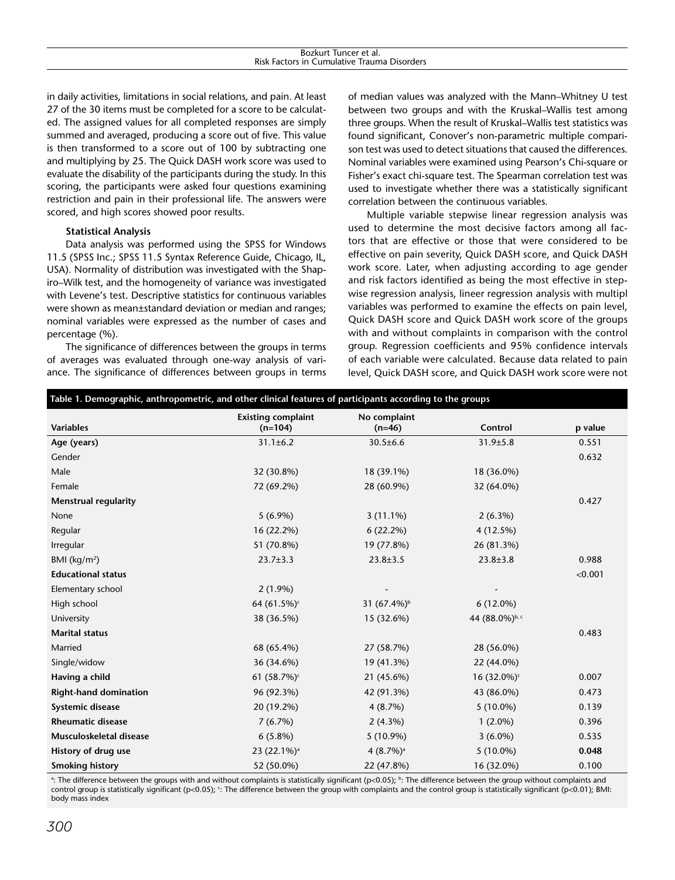in daily activities, limitations in social relations, and pain. At least 27 of the 30 items must be completed for a score to be calculated. The assigned values for all completed responses are simply summed and averaged, producing a score out of five. This value is then transformed to a score out of 100 by subtracting one and multiplying by 25. The Quick DASH work score was used to evaluate the disability of the participants during the study. In this scoring, the participants were asked four questions examining restriction and pain in their professional life. The answers were scored, and high scores showed poor results.

**Statistical Analysis**

Data analysis was performed using the SPSS for Windows 11.5 (SPSS Inc.; SPSS 11.5 Syntax Reference Guide, Chicago, IL, USA). Normality of distribution was investigated with the Shapiro–Wilk test, and the homogeneity of variance was investigated with Levene's test. Descriptive statistics for continuous variables were shown as mean±standard deviation or median and ranges; nominal variables were expressed as the number of cases and percentage (%).

The significance of differences between the groups in terms of averages was evaluated through one-way analysis of variance. The significance of differences between groups in terms of median values was analyzed with the Mann–Whitney U test between two groups and with the Kruskal–Wallis test among three groups. When the result of Kruskal–Wallis test statistics was found significant, Conover's non-parametric multiple comparison test was used to detect situations that caused the differences. Nominal variables were examined using Pearson's Chi-square or Fisher's exact chi-square test. The Spearman correlation test was used to investigate whether there was a statistically significant correlation between the continuous variables.

Multiple variable stepwise linear regression analysis was used to determine the most decisive factors among all factors that are effective or those that were considered to be effective on pain severity, Quick DASH score, and Quick DASH work score. Later, when adjusting according to age gender and risk factors identified as being the most effective in stepwise regression analysis, lineer regression analysis with multipl variables was performed to examine the effects on pain level, Quick DASH score and Quick DASH work score of the groups with and without complaints in comparison with the control group. Regression coefficients and 95% confidence intervals of each variable were calculated. Because data related to pain level, Quick DASH score, and Quick DASH work score were not

**Table 1. Demographic, anthropometric, and other clinical features of participants according to the groups**

| Variables | Existing complaint (n=104) | No complaint (n=46) | Control | p value |
|---|---|---|---|---|
| **Age (years)** | 31.1±6.2 | 30.5±6.6 | 31.9±5.8 | 0.551 |
| Gender | | | | 0.632 |
| Male | 32 (30.8%) | 18 (39.1%) | 18 (36.0%) | |
| Female | 72 (69.2%) | 28 (60.9%) | 32 (64.0%) | |
| **Menstrual regularity** | | | | 0.427 |
| None | 5 (6.9%) | 3 (11.1%) | 2 (6.3%) | |
| Regular | 16 (22.2%) | 6 (22.2%) | 4 (12.5%) | |
| Irregular | 51 (70.8%) | 19 (77.8%) | 26 (81.3%) | |
| BMI (kg/m$^2$) | 23.7±3.3 | 23.8±3.5 | 23.8±3.8 | 0.988 |
| **Educational status** | | | | <0.001 |
| Elementary school | 2 (1.9%) | - | - | |
| High school | 64 (61.5%)[c] | 31 (67.4%)[b] | 6 (12.0%) | |
| University | 38 (36.5%) | 15 (32.6%) | 44 (88.0%)[b, c] | |
| **Marital status** | | | | 0.483 |
| Married | 68 (65.4%) | 27 (58.7%) | 28 (56.0%) | |
| Single/widow | 36 (34.6%) | 19 (41.3%) | 22 (44.0%) | |
| **Having a child** | 61 (58.7%)[c] | 21 (45.6%) | 16 (32.0%)[c] | 0.007 |
| **Right-hand domination** | 96 (92.3%) | 42 (91.3%) | 43 (86.0%) | 0.473 |
| **Systemic disease** | 20 (19.2%) | 4 (8.7%) | 5 (10.0%) | 0.139 |
| **Rheumatic disease** | 7 (6.7%) | 2 (4.3%) | 1 (2.0%) | 0.396 |
| **Musculoskeletal disease** | 6 (5.8%) | 5 (10.9%) | 3 (6.0%) | 0.535 |
| **History of drug use** | 23 (22.1%)[a] | 4 (8.7%)[a] | 5 (10.0%) | **0.048** |
| **Smoking history** | 52 (50.0%) | 22 (47.8%) | 16 (32.0%) | 0.100 |

[a]: The difference between the groups with and without complaints is statistically significant ($p<0.05$); [b]: The difference between the group without complaints and control group is statistically significant ($p<0.05$); [c]: The difference between the group with complaints and the control group is statistically significant ($p<0.01$); BMI: body mass index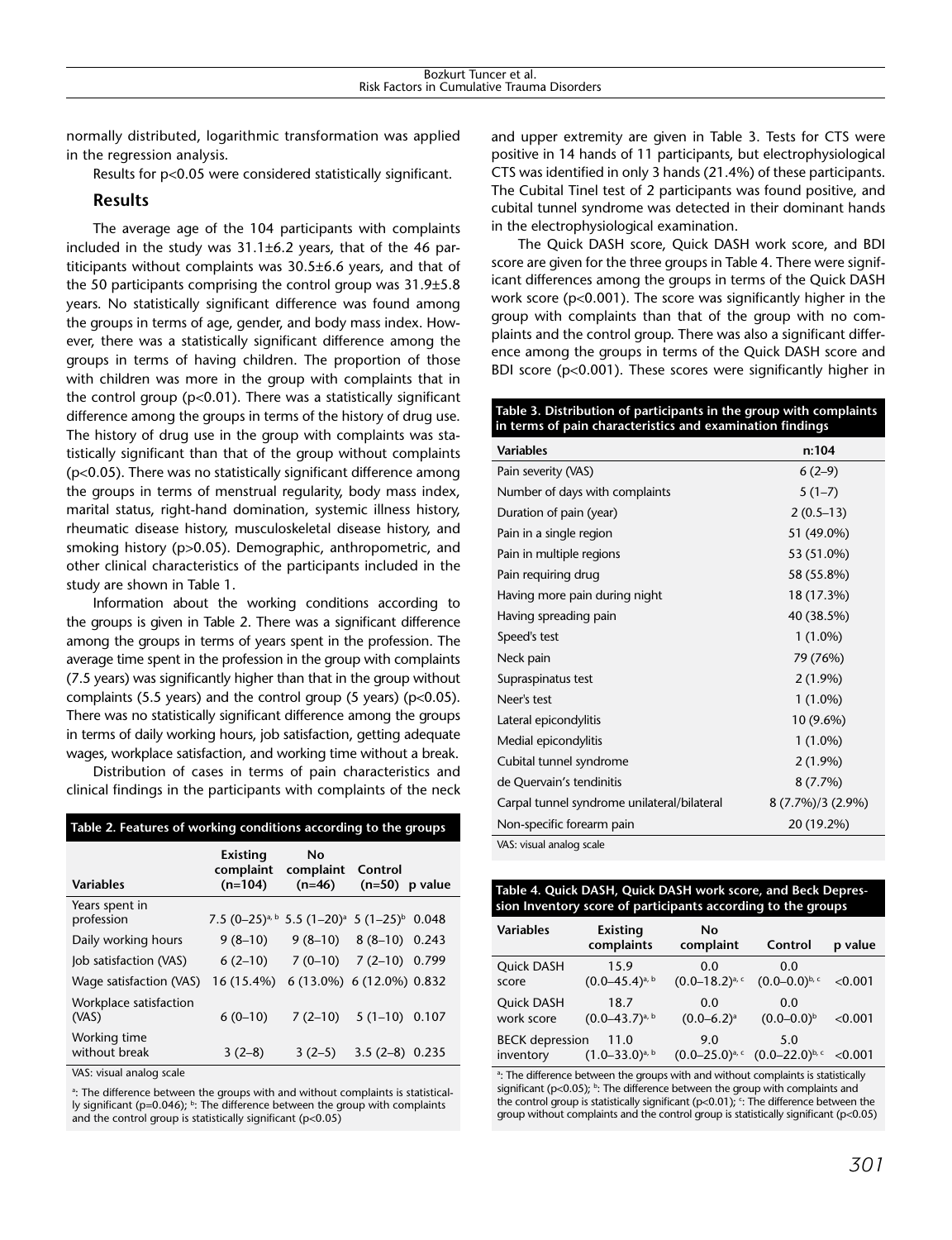normally distributed, logarithmic transformation was applied in the regression analysis.

Results for p<0.05 were considered statistically significant.

## Results

The average age of the 104 participants with complaints included in the study was 31.1±6.2 years, that of the 46 partticipants without complaints was 30.5±6.6 years, and that of the 50 participants comprising the control group was 31.9±5.8 years. No statistically significant difference was found among the groups in terms of age, gender, and body mass index. However, there was a statistically significant difference among the groups in terms of having children. The proportion of those with children was more in the group with complaints that in the control group (p<0.01). There was a statistically significant difference among the groups in terms of the history of drug use. The history of drug use in the group with complaints was statistically significant than that of the group without complaints (p<0.05). There was no statistically significant difference among the groups in terms of menstrual regularity, body mass index, marital status, right-hand domination, systemic illness history, rheumatic disease history, musculoskeletal disease history, and smoking history (p>0.05). Demographic, anthropometric, and other clinical characteristics of the participants included in the study are shown in Table 1.

Information about the working conditions according to the groups is given in Table 2. There was a significant difference among the groups in terms of years spent in the profession. The average time spent in the profession in the group with complaints (7.5 years) was significantly higher than that in the group without complaints (5.5 years) and the control group (5 years) (p<0.05). There was no statistically significant difference among the groups in terms of daily working hours, job satisfaction, getting adequate wages, workplace satisfaction, and working time without a break.

Distribution of cases in terms of pain characteristics and clinical findings in the participants with complaints of the neck and upper extremity are given in Table 3. Tests for CTS were positive in 14 hands of 11 participants, but electrophysiological CTS was identified in only 3 hands (21.4%) of these participants. The Cubital Tinel test of 2 participants was found positive, and cubital tunnel syndrome was detected in their dominant hands in the electrophysiological examination.

The Quick DASH score, Quick DASH work score, and BDI score are given for the three groups in Table 4. There were significant differences among the groups in terms of the Quick DASH work score (p<0.001). The score was significantly higher in the group with complaints than that of the group with no complaints and the control group. There was also a significant difference among the groups in terms of the Quick DASH score and BDI score (p<0.001). These scores were significantly higher in

**Table 2. Features of working conditions according to the groups**

| Variables | Existing complaint (n=104) | No complaint (n=46) | Control (n=50) | p value |
|---|---|---|---|---|
| Years spent in profession | 7.5 (0–25)[a, b] | 5.5 (1–20)[a] | 5 (1–25)[b] | 0.048 |
| Daily working hours | 9 (8–10) | 9 (8–10) | 8 (8–10) | 0.243 |
| Job satisfaction (VAS) | 6 (2–10) | 7 (0–10) | 7 (2–10) | 0.799 |
| Wage satisfaction (VAS) | 16 (15.4%) | 6 (13.0%) | 6 (12.0%) | 0.832 |
| Workplace satisfaction (VAS) | 6 (0–10) | 7 (2–10) | 5 (1–10) | 0.107 |
| Working time without break | 3 (2–8) | 3 (2–5) | 3.5 (2–8) | 0.235 |

VAS: visual analog scale

[a]: The difference between the groups with and without complaints is statistically significant (p=0.046); [b]: The difference between the group with complaints and the control group is statistically significant (p<0.05)

**Table 3. Distribution of participants in the group with complaints in terms of pain characteristics and examination findings**

| Variables | n:104 |
|---|---|
| Pain severity (VAS) | 6 (2–9) |
| Number of days with complaints | 5 (1–7) |
| Duration of pain (year) | 2 (0.5–13) |
| Pain in a single region | 51 (49.0%) |
| Pain in multiple regions | 53 (51.0%) |
| Pain requiring drug | 58 (55.8%) |
| Having more pain during night | 18 (17.3%) |
| Having spreading pain | 40 (38.5%) |
| Speed's test | 1 (1.0%) |
| Neck pain | 79 (76%) |
| Supraspinatus test | 2 (1.9%) |
| Neer's test | 1 (1.0%) |
| Lateral epicondylitis | 10 (9.6%) |
| Medial epicondylitis | 1 (1.0%) |
| Cubital tunnel syndrome | 2 (1.9%) |
| de Quervain's tendinitis | 8 (7.7%) |
| Carpal tunnel syndrome unilateral/bilateral | 8 (7.7%)/3 (2.9%) |
| Non-specific forearm pain | 20 (19.2%) |

VAS: visual analog scale

**Table 4. Quick DASH, Quick DASH work score, and Beck Depression Inventory score of participants according to the groups**

| Variables | Existing complaints | No complaint | Control | p value |
|---|---|---|---|---|
| Quick DASH score | 15.9 (0.0–45.4)[a, b] | 0.0 (0.0–18.2)[a, c] | 0.0 (0.0–0.0)[b, c] | <0.001 |
| Quick DASH work score | 18.7 (0.0–43.7)[a, b] | 0.0 (0.0–6.2)[a] | 0.0 (0.0–0.0)[b] | <0.001 |
| BECK depression inventory | 11.0 (1.0–33.0)[a, b] | 9.0 (0.0–25.0)[a, c] | 5.0 (0.0–22.0)[b, c] | <0.001 |

[a]: The difference between the groups with and without complaints is statistically significant (p<0.05); [b]: The difference between the group with complaints and the control group is statistically significant (p<0.01); [c]: The difference between the group without complaints and the control group is statistically significant (p<0.05)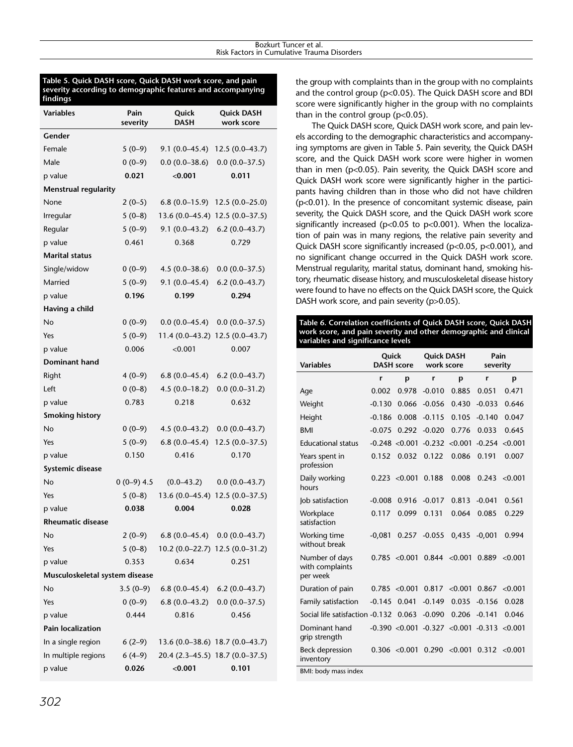**Table 5. Quick DASH score, Quick DASH work score, and pain severity according to demographic features and accompanying findings**

| Variables | Pain severity | Quick DASH | Quick DASH work score |
|---|---|---|---|
| **Gender** | | | |
| Female | 5 (0–9) | 9.1 (0.0–45.4) | 12.5 (0.0–43.7) |
| Male | 0 (0–9) | 0.0 (0.0–38.6) | 0.0 (0.0–37.5) |
| p value | **0.021** | **<0.001** | **0.011** |
| **Menstrual regularity** | | | |
| None | 2 (0–5) | 6.8 (0.0–15.9) | 12.5 (0.0–25.0) |
| Irregular | 5 (0–8) | 13.6 (0.0–45.4) | 12.5 (0.0–37.5) |
| Regular | 5 (0–9) | 9.1 (0.0–43.2) | 6.2 (0.0–43.7) |
| p value | 0.461 | 0.368 | 0.729 |
| **Marital status** | | | |
| Single/widow | 0 (0–9) | 4.5 (0.0–38.6) | 0.0 (0.0–37.5) |
| Married | 5 (0–9) | 9.1 (0.0–45.4) | 6.2 (0.0–43.7) |
| p value | **0.196** | **0.199** | **0.294** |
| **Having a child** | | | |
| No | 0 (0–9) | 0.0 (0.0–45.4) | 0.0 (0.0–37.5) |
| Yes | 5 (0–9) | 11.4 (0.0–43.2) | 12.5 (0.0–43.7) |
| p value | 0.006 | <0.001 | 0.007 |
| **Dominant hand** | | | |
| Right | 4 (0–9) | 6.8 (0.0–45.4) | 6.2 (0.0–43.7) |
| Left | 0 (0–8) | 4.5 (0.0–18.2) | 0.0 (0.0–31.2) |
| p value | 0.783 | 0.218 | 0.632 |
| **Smoking history** | | | |
| No | 0 (0–9) | 4.5 (0.0–43.2) | 0.0 (0.0–43.7) |
| Yes | 5 (0–9) | 6.8 (0.0–45.4) | 12.5 (0.0–37.5) |
| p value | 0.150 | 0.416 | 0.170 |
| **Systemic disease** | | | |
| No | 0 (0–9) 4.5 | (0.0–43.2) | 0.0 (0.0–43.7) |
| Yes | 5 (0–8) | 13.6 (0.0–45.4) | 12.5 (0.0–37.5) |
| p value | **0.038** | **0.004** | **0.028** |
| **Rheumatic disease** | | | |
| No | 2 (0–9) | 6.8 (0.0–45.4) | 0.0 (0.0–43.7) |
| Yes | 5 (0–8) | 10.2 (0.0–22.7) | 12.5 (0.0–31.2) |
| p value | 0.353 | 0.634 | 0.251 |
| **Musculoskeletal system disease** | | | |
| No | 3.5 (0–9) | 6.8 (0.0–45.4) | 6.2 (0.0–43.7) |
| Yes | 0 (0–9) | 6.8 (0.0–43.2) | 0.0 (0.0–37.5) |
| p value | 0.444 | 0.816 | 0.456 |
| **Pain localization** | | | |
| In a single region | 6 (2–9) | 13.6 (0.0–38.6) | 18.7 (0.0–43.7) |
| In multiple regions | 6 (4–9) | 20.4 (2.3–45.5) | 18.7 (0.0–37.5) |
| p value | **0.026** | **<0.001** | **0.101** |

the group with complaints than in the group with no complaints and the control group ($p<0.05$). The Quick DASH score and BDI score were significantly higher in the group with no complaints than in the control group ($p<0.05$).

The Quick DASH score, Quick DASH work score, and pain levels according to the demographic characteristics and accompanying symptoms are given in Table 5. Pain severity, the Quick DASH score, and the Quick DASH work score were higher in women than in men ($p<0.05$). Pain severity, the Quick DASH score and Quick DASH work score were significantly higher in the participants having children than in those who did not have children ($p<0.01$). In the presence of concomitant systemic disease, pain severity, the Quick DASH score, and the Quick DASH work score significantly increased ($p<0.05$ to $p<0.001$). When the localization of pain was in many regions, the relative pain severity and Quick DASH score significantly increased ($p<0.05$, $p<0.001$), and no significant change occurred in the Quick DASH work score. Menstrual regularity, marital status, dominant hand, smoking history, rheumatic disease history, and musculoskeletal disease history were found to have no effects on the Quick DASH score, the Quick DASH work score, and pain severity ($p>0.05$).

**Table 6. Correlation coefficients of Quick DASH score, Quick DASH work score, and pain severity and other demographic and clinical variables and significance levels**

| Variables | Quick DASH score | | Quick DASH work score | | Pain severity | |
|---|---|---|---|---|---|---|
| | r | p | r | p | r | p |
| Age | 0.002 | 0.978 | -0.010 | 0.885 | 0.051 | 0.471 |
| Weight | -0.130 | 0.066 | -0.056 | 0.430 | -0.033 | 0.646 |
| Height | -0.186 | 0.008 | -0.115 | 0.105 | -0.140 | 0.047 |
| BMI | -0.075 | 0.292 | -0.020 | 0.776 | 0.033 | 0.645 |
| Educational status | -0.248 | <0.001 | -0.232 | <0.001 | -0.254 | <0.001 |
| Years spent in profession | 0.152 | 0.032 | 0.122 | 0.086 | 0.191 | 0.007 |
| Daily working hours | 0.223 | <0.001 | 0.188 | 0.008 | 0.243 | <0.001 |
| Job satisfaction | -0.008 | 0.916 | -0.017 | 0.813 | -0.041 | 0.561 |
| Workplace satisfaction | 0.117 | 0.099 | 0.131 | 0.064 | 0.085 | 0.229 |
| Working time without break | -0,081 | 0.257 | -0.055 | 0,435 | -0,001 | 0.994 |
| Number of days with complaints per week | 0.785 | <0.001 | 0.844 | <0.001 | 0.889 | <0.001 |
| Duration of pain | 0.785 | <0.001 | 0.817 | <0.001 | 0.867 | <0.001 |
| Family satisfaction | -0.145 | 0.041 | -0.149 | 0.035 | -0.156 | 0.028 |
| Social life satisfaction | -0.132 | 0.063 | -0.090 | 0.206 | -0.141 | 0.046 |
| Dominant hand grip strength | -0.390 | <0.001 | -0.327 | <0.001 | -0.313 | <0.001 |
| Beck depression inventory | 0.306 | <0.001 | 0.290 | <0.001 | 0.312 | <0.001 |

BMI: body mass index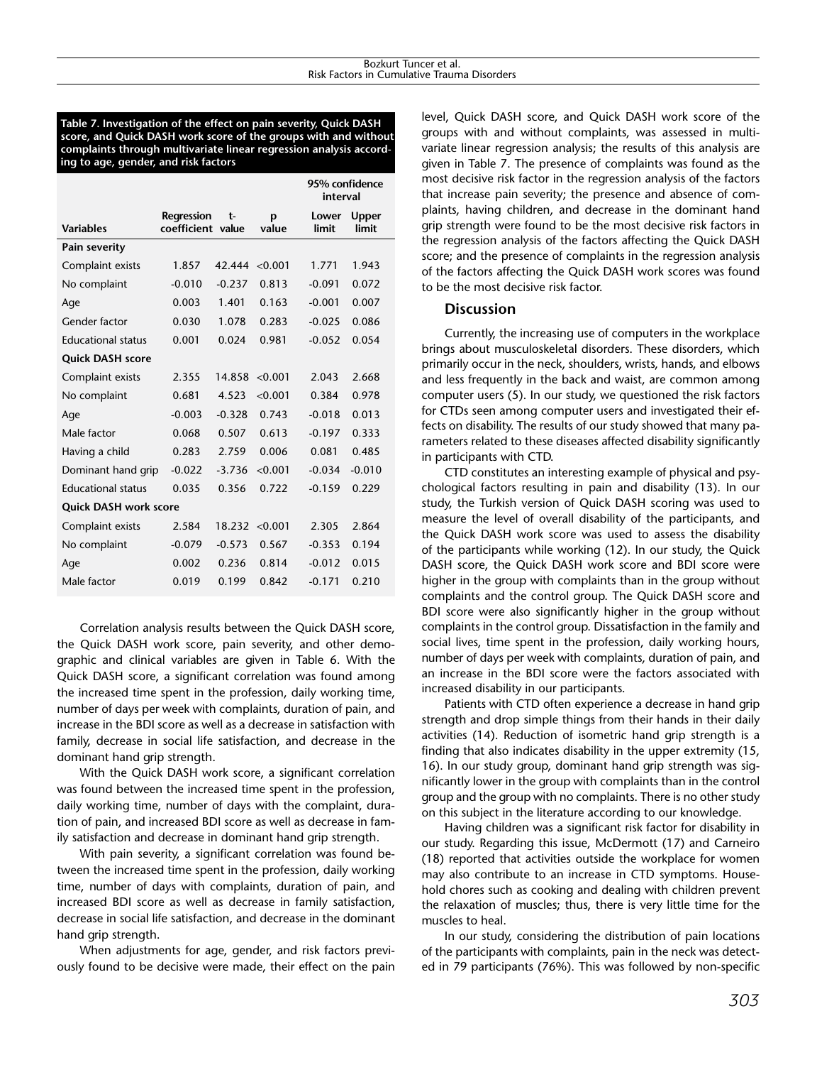**Table 7. Investigation of the effect on pain severity, Quick DASH score, and Quick DASH work score of the groups with and without complaints through multivariate linear regression analysis according to age, gender, and risk factors**

| | | | | 95% confidence interval | |
|---|---|---|---|---|---|
| Variables | Regression coefficient | t-value | p value | Lower limit | Upper limit |
| **Pain severity** | | | | | |
| Complaint exists | 1.857 | 42.444 | <0.001 | 1.771 | 1.943 |
| No complaint | -0.010 | -0.237 | 0.813 | -0.091 | 0.072 |
| Age | 0.003 | 1.401 | 0.163 | -0.001 | 0.007 |
| Gender factor | 0.030 | 1.078 | 0.283 | -0.025 | 0.086 |
| Educational status | 0.001 | 0.024 | 0.981 | -0.052 | 0.054 |
| **Quick DASH score** | | | | | |
| Complaint exists | 2.355 | 14.858 | <0.001 | 2.043 | 2.668 |
| No complaint | 0.681 | 4.523 | <0.001 | 0.384 | 0.978 |
| Age | -0.003 | -0.328 | 0.743 | -0.018 | 0.013 |
| Male factor | 0.068 | 0.507 | 0.613 | -0.197 | 0.333 |
| Having a child | 0.283 | 2.759 | 0.006 | 0.081 | 0.485 |
| Dominant hand grip | -0.022 | -3.736 | <0.001 | -0.034 | -0.010 |
| Educational status | 0.035 | 0.356 | 0.722 | -0.159 | 0.229 |
| **Quick DASH work score** | | | | | |
| Complaint exists | 2.584 | 18.232 | <0.001 | 2.305 | 2.864 |
| No complaint | -0.079 | -0.573 | 0.567 | -0.353 | 0.194 |
| Age | 0.002 | 0.236 | 0.814 | -0.012 | 0.015 |
| Male factor | 0.019 | 0.199 | 0.842 | -0.171 | 0.210 |

Correlation analysis results between the Quick DASH score, the Quick DASH work score, pain severity, and other demographic and clinical variables are given in Table 6. With the Quick DASH score, a significant correlation was found among the increased time spent in the profession, daily working time, number of days per week with complaints, duration of pain, and increase in the BDI score as well as a decrease in satisfaction with family, decrease in social life satisfaction, and decrease in the dominant hand grip strength.

With the Quick DASH work score, a significant correlation was found between the increased time spent in the profession, daily working time, number of days with the complaint, duration of pain, and increased BDI score as well as decrease in family satisfaction and decrease in dominant hand grip strength.

With pain severity, a significant correlation was found between the increased time spent in the profession, daily working time, number of days with complaints, duration of pain, and increased BDI score as well as decrease in family satisfaction, decrease in social life satisfaction, and decrease in the dominant hand grip strength.

When adjustments for age, gender, and risk factors previously found to be decisive were made, their effect on the pain level, Quick DASH score, and Quick DASH work score of the groups with and without complaints, was assessed in multivariate linear regression analysis; the results of this analysis are given in Table 7. The presence of complaints was found as the most decisive risk factor in the regression analysis of the factors that increase pain severity; the presence and absence of complaints, having children, and decrease in the dominant hand grip strength were found to be the most decisive risk factors in the regression analysis of the factors affecting the Quick DASH score; and the presence of complaints in the regression analysis of the factors affecting the Quick DASH work scores was found to be the most decisive risk factor.

## Discussion

Currently, the increasing use of computers in the workplace brings about musculoskeletal disorders. These disorders, which primarily occur in the neck, shoulders, wrists, hands, and elbows and less frequently in the back and waist, are common among computer users (5). In our study, we questioned the risk factors for CTDs seen among computer users and investigated their effects on disability. The results of our study showed that many parameters related to these diseases affected disability significantly in participants with CTD.

CTD constitutes an interesting example of physical and psychological factors resulting in pain and disability (13). In our study, the Turkish version of Quick DASH scoring was used to measure the level of overall disability of the participants, and the Quick DASH work score was used to assess the disability of the participants while working (12). In our study, the Quick DASH score, the Quick DASH work score and BDI score were higher in the group with complaints than in the group without complaints and the control group. The Quick DASH score and BDI score were also significantly higher in the group without complaints in the control group. Dissatisfaction in the family and social lives, time spent in the profession, daily working hours, number of days per week with complaints, duration of pain, and an increase in the BDI score were the factors associated with increased disability in our participants.

Patients with CTD often experience a decrease in hand grip strength and drop simple things from their hands in their daily activities (14). Reduction of isometric hand grip strength is a finding that also indicates disability in the upper extremity (15, 16). In our study group, dominant hand grip strength was significantly lower in the group with complaints than in the control group and the group with no complaints. There is no other study on this subject in the literature according to our knowledge.

Having children was a significant risk factor for disability in our study. Regarding this issue, McDermott (17) and Carneiro (18) reported that activities outside the workplace for women may also contribute to an increase in CTD symptoms. Household chores such as cooking and dealing with children prevent the relaxation of muscles; thus, there is very little time for the muscles to heal.

In our study, considering the distribution of pain locations of the participants with complaints, pain in the neck was detected in 79 participants (76%). This was followed by non-specific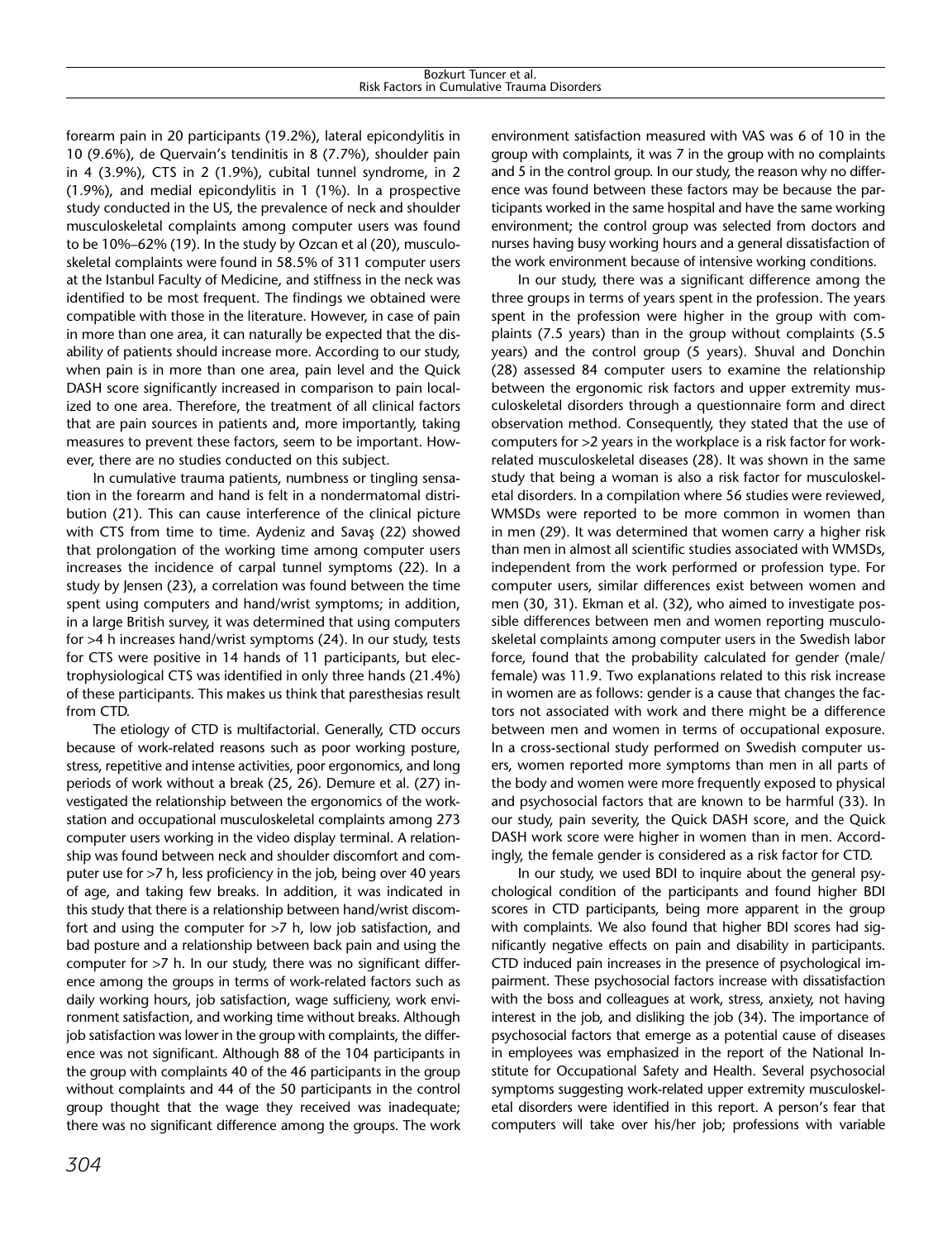forearm pain in 20 participants (19.2%), lateral epicondylitis in 10 (9.6%), de Quervain's tendinitis in 8 (7.7%), shoulder pain in 4 (3.9%), CTS in 2 (1.9%), cubital tunnel syndrome, in 2 (1.9%), and medial epicondylitis in 1 (1%). In a prospective study conducted in the US, the prevalence of neck and shoulder musculoskeletal complaints among computer users was found to be 10%–62% (19). In the study by Ozcan et al (20), musculoskeletal complaints were found in 58.5% of 311 computer users at the Istanbul Faculty of Medicine, and stiffness in the neck was identified to be most frequent. The findings we obtained were compatible with those in the literature. However, in case of pain in more than one area, it can naturally be expected that the disability of patients should increase more. According to our study, when pain is in more than one area, pain level and the Quick DASH score significantly increased in comparison to pain localized to one area. Therefore, the treatment of all clinical factors that are pain sources in patients and, more importantly, taking measures to prevent these factors, seem to be important. However, there are no studies conducted on this subject.

In cumulative trauma patients, numbness or tingling sensation in the forearm and hand is felt in a nondermatomal distribution (21). This can cause interference of the clinical picture with CTS from time to time. Aydeniz and Savaş (22) showed that prolongation of the working time among computer users increases the incidence of carpal tunnel symptoms (22). In a study by Jensen (23), a correlation was found between the time spent using computers and hand/wrist symptoms; in addition, in a large British survey, it was determined that using computers for >4 h increases hand/wrist symptoms (24). In our study, tests for CTS were positive in 14 hands of 11 participants, but electrophysiological CTS was identified in only three hands (21.4%) of these participants. This makes us think that paresthesias result from CTD.

The etiology of CTD is multifactorial. Generally, CTD occurs because of work-related reasons such as poor working posture, stress, repetitive and intense activities, poor ergonomics, and long periods of work without a break (25, 26). Demure et al. (27) investigated the relationship between the ergonomics of the workstation and occupational musculoskeletal complaints among 273 computer users working in the video display terminal. A relationship was found between neck and shoulder discomfort and computer use for >7 h, less proficiency in the job, being over 40 years of age, and taking few breaks. In addition, it was indicated in this study that there is a relationship between hand/wrist discomfort and using the computer for >7 h, low job satisfaction, and bad posture and a relationship between back pain and using the computer for >7 h. In our study, there was no significant difference among the groups in terms of work-related factors such as daily working hours, job satisfaction, wage sufficieny, work environment satisfaction, and working time without breaks. Although job satisfaction was lower in the group with complaints, the difference was not significant. Although 88 of the 104 participants in the group with complaints 40 of the 46 participants in the group without complaints and 44 of the 50 participants in the control group thought that the wage they received was inadequate; there was no significant difference among the groups. The work environment satisfaction measured with VAS was 6 of 10 in the group with complaints, it was 7 in the group with no complaints and 5 in the control group. In our study, the reason why no difference was found between these factors may be because the participants worked in the same hospital and have the same working environment; the control group was selected from doctors and nurses having busy working hours and a general dissatisfaction of the work environment because of intensive working conditions.

In our study, there was a significant difference among the three groups in terms of years spent in the profession. The years spent in the profession were higher in the group with complaints (7.5 years) than in the group without complaints (5.5 years) and the control group (5 years). Shuval and Donchin (28) assessed 84 computer users to examine the relationship between the ergonomic risk factors and upper extremity musculoskeletal disorders through a questionnaire form and direct observation method. Consequently, they stated that the use of computers for >2 years in the workplace is a risk factor for work-related musculoskeletal diseases (28). It was shown in the same study that being a woman is also a risk factor for musculoskeletal disorders. In a compilation where 56 studies were reviewed, WMSDs were reported to be more common in women than in men (29). It was determined that women carry a higher risk than men in almost all scientific studies associated with WMSDs, independent from the work performed or profession type. For computer users, similar differences exist between women and men (30, 31). Ekman et al. (32), who aimed to investigate possible differences between men and women reporting musculoskeletal complaints among computer users in the Swedish labor force, found that the probability calculated for gender (male/female) was 11.9. Two explanations related to this risk increase in women are as follows: gender is a cause that changes the factors not associated with work and there might be a difference between men and women in terms of occupational exposure. In a cross-sectional study performed on Swedish computer users, women reported more symptoms than men in all parts of the body and women were more frequently exposed to physical and psychosocial factors that are known to be harmful (33). In our study, pain severity, the Quick DASH score, and the Quick DASH work score were higher in women than in men. Accordingly, the female gender is considered as a risk factor for CTD.

In our study, we used BDI to inquire about the general psychological condition of the participants and found higher BDI scores in CTD participants, being more apparent in the group with complaints. We also found that higher BDI scores had significantly negative effects on pain and disability in participants. CTD induced pain increases in the presence of psychological impairment. These psychosocial factors increase with dissatisfaction with the boss and colleagues at work, stress, anxiety, not having interest in the job, and disliking the job (34). The importance of psychosocial factors that emerge as a potential cause of diseases in employees was emphasized in the report of the National Institute for Occupational Safety and Health. Several psychosocial symptoms suggesting work-related upper extremity musculoskeletal disorders were identified in this report. A person's fear that computers will take over his/her job; professions with variable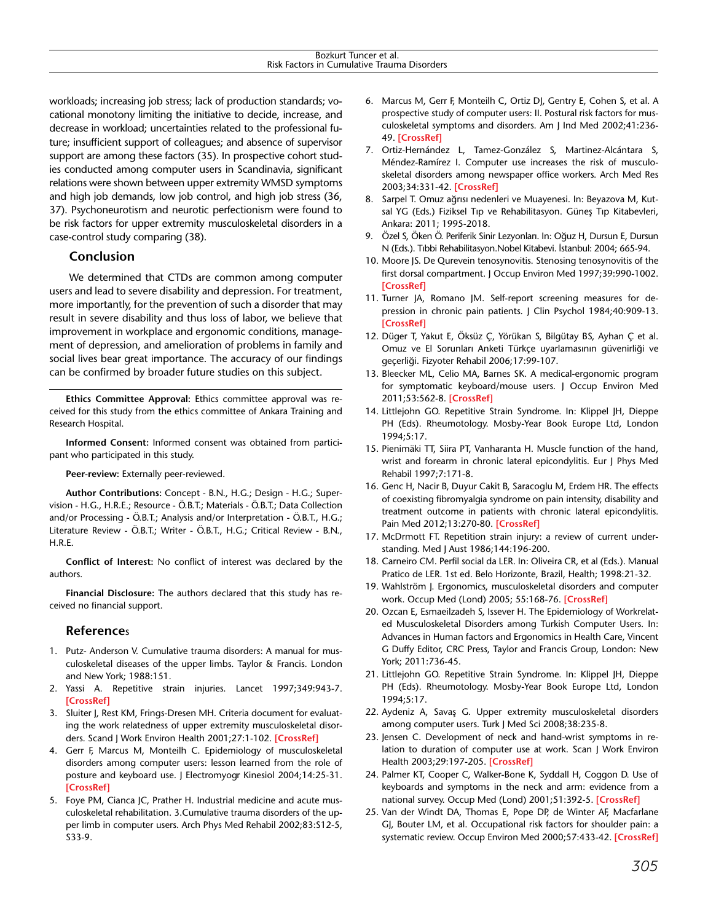workloads; increasing job stress; lack of production standards; vocational monotony limiting the initiative to decide, increase, and decrease in workload; uncertainties related to the professional future; insufficient support of colleagues; and absence of supervisor support are among these factors (35). In prospective cohort studies conducted among computer users in Scandinavia, significant relations were shown between upper extremity WMSD symptoms and high job demands, low job control, and high job stress (36, 37). Psychoneurotism and neurotic perfectionism were found to be risk factors for upper extremity musculoskeletal disorders in a case-control study comparing (38).

## Conclusion

We determined that CTDs are common among computer users and lead to severe disability and depression. For treatment, more importantly, for the prevention of such a disorder that may result in severe disability and thus loss of labor, we believe that improvement in workplace and ergonomic conditions, management of depression, and amelioration of problems in family and social lives bear great importance. The accuracy of our findings can be confirmed by broader future studies on this subject.

---

**Ethics Committee Approval:** Ethics committee approval was received for this study from the ethics committee of Ankara Training and Research Hospital.

**Informed Consent:** Informed consent was obtained from participant who participated in this study.

**Peer-review:** Externally peer-reviewed.

**Author Contributions:** Concept - B.N., H.G.; Design - H.G.; Supervision - H.G., H.R.E.; Resource - Ö.B.T.; Materials - Ö.B.T.; Data Collection and/or Processing - Ö.B.T.; Analysis and/or Interpretation - Ö.B.T., H.G.; Literature Review - Ö.B.T.; Writer - Ö.B.T., H.G.; Critical Review - B.N., H.R.E.

**Conflict of Interest:** No conflict of interest was declared by the authors.

**Financial Disclosure:** The authors declared that this study has received no financial support.

## References

1. Putz- Anderson V. Cumulative trauma disorders: A manual for musculoskeletal diseases of the upper limbs. Taylor & Francis. London and New York; 1988:151.
2. Yassi A. Repetitive strain injuries. Lancet 1997;349:943-7. [CrossRef]
3. Sluiter J, Rest KM, Frings-Dresen MH. Criteria document for evaluating the work relatedness of upper extremity musculoskeletal disorders. Scand J Work Environ Health 2001;27:1-102. [CrossRef]
4. Gerr F, Marcus M, Monteilh C. Epidemiology of musculoskeletal disorders among computer users: lesson learned from the role of posture and keyboard use. J Electromyogr Kinesiol 2004;14:25-31. [CrossRef]
5. Foye PM, Cianca JC, Prather H. Industrial medicine and acute musculoskeletal rehabilitation. 3.Cumulative trauma disorders of the upper limb in computer users. Arch Phys Med Rehabil 2002;83:S12-5, S33-9.
6. Marcus M, Gerr F, Monteilh C, Ortiz DJ, Gentry E, Cohen S, et al. A prospective study of computer users: II. Postural risk factors for musculoskeletal symptoms and disorders. Am J Ind Med 2002;41:236-49. [CrossRef]
7. Ortiz-Hernández L, Tamez-González S, Martinez-Alcántara S, Méndez-Ramírez I. Computer use increases the risk of musculoskeletal disorders among newspaper office workers. Arch Med Res 2003;34:331-42. [CrossRef]
8. Sarpel T. Omuz ağrısı nedenleri ve Muayenesi. In: Beyazova M, Kutsal YG (Eds.) Fiziksel Tıp ve Rehabilitasyon. Güneş Tıp Kitabevleri, Ankara: 2011; 1995-2018.
9. Özel S, Öken Ö. Periferik Sinir Lezyonları. In: Oğuz H, Dursun E, Dursun N (Eds.). Tıbbi Rehabilitasyon.Nobel Kitabevi. İstanbul: 2004; 665-94.
10. Moore JS. De Qurevein tenosynovitis. Stenosing tenosynovitis of the first dorsal compartment. J Occup Environ Med 1997;39:990-1002. [CrossRef]
11. Turner JA, Romano JM. Self-report screening measures for depression in chronic pain patients. J Clin Psychol 1984;40:909-13. [CrossRef]
12. Düger T, Yakut E, Öksüz Ç, Yörükan S, Bilgütay BS, Ayhan Ç et al. Omuz ve El Sorunları Anketi Türkçe uyarlamasının güvenirliği ve geçerliği. Fizyoter Rehabil 2006;17:99-107.
13. Bleecker ML, Celio MA, Barnes SK. A medical-ergonomic program for symptomatic keyboard/mouse users. J Occup Environ Med 2011;53:562-8. [CrossRef]
14. Littlejohn GO. Repetitive Strain Syndrome. In: Klippel JH, Dieppe PH (Eds). Rheumotology. Mosby-Year Book Europe Ltd, London 1994;5:17.
15. Pienimäki TT, Siira PT, Vanharanta H. Muscle function of the hand, wrist and forearm in chronic lateral epicondylitis. Eur J Phys Med Rehabil 1997;7:171-8.
16. Genc H, Nacir B, Duyur Cakit B, Saracoglu M, Erdem HR. The effects of coexisting fibromyalgia syndrome on pain intensity, disability and treatment outcome in patients with chronic lateral epicondylitis. Pain Med 2012;13:270-80. [CrossRef]
17. McDrmott FT. Repetition strain injury: a review of current understanding. Med J Aust 1986;144:196-200.
18. Carneiro CM. Perfil social da LER. In: Oliveira CR, et al (Eds.). Manual Pratico de LER. 1st ed. Belo Horizonte, Brazil, Health; 1998:21-32.
19. Wahlström J. Ergonomics, musculoskeletal disorders and computer work. Occup Med (Lond) 2005; 55:168-76. [CrossRef]
20. Ozcan E, Esmaeilzadeh S, Issever H. The Epidemiology of Workrelated Musculoskeletal Disorders among Turkish Computer Users. In: Advances in Human factors and Ergonomics in Health Care, Vincent G Duffy Editor, CRC Press, Taylor and Francis Group, London: New York; 2011:736-45.
21. Littlejohn GO. Repetitive Strain Syndrome. In: Klippel JH, Dieppe PH (Eds). Rheumotology. Mosby-Year Book Europe Ltd, London 1994;5:17.
22. Aydeniz A, Savaş G. Upper extremity musculoskeletal disorders among computer users. Turk J Med Sci 2008;38:235-8.
23. Jensen C. Development of neck and hand-wrist symptoms in relation to duration of computer use at work. Scan J Work Environ Health 2003;29:197-205. [CrossRef]
24. Palmer KT, Cooper C, Walker-Bone K, Syddall H, Coggon D. Use of keyboards and symptoms in the neck and arm: evidence from a national survey. Occup Med (Lond) 2001;51:392-5. [CrossRef]
25. Van der Windt DA, Thomas E, Pope DP, de Winter AF, Macfarlane GJ, Bouter LM, et al. Occupational risk factors for shoulder pain: a systematic review. Occup Environ Med 2000;57:433-42. [CrossRef]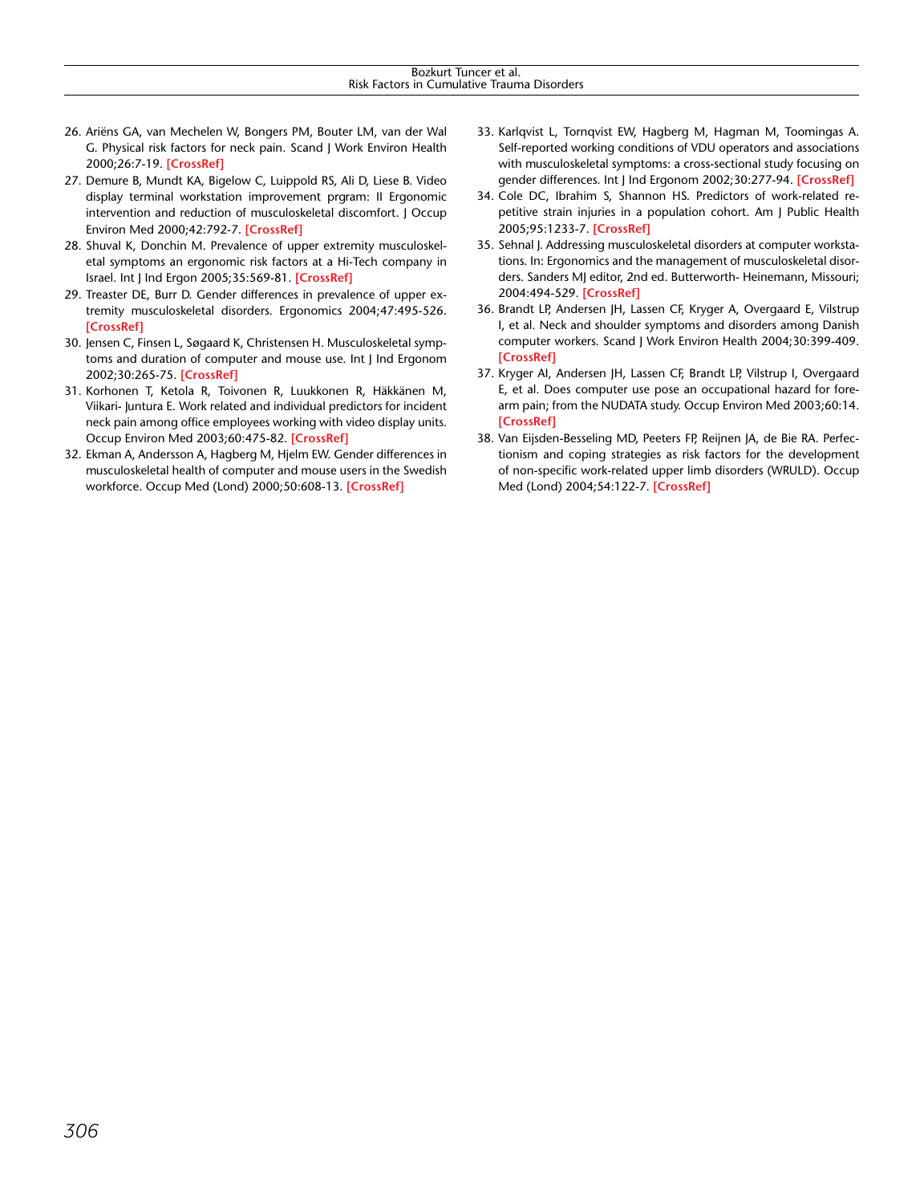26. Ariëns GA, van Mechelen W, Bongers PM, Bouter LM, van der Wal G. Physical risk factors for neck pain. Scand J Work Environ Health 2000;26:7-19. **[CrossRef]**
27. Demure B, Mundt KA, Bigelow C, Luippold RS, Ali D, Liese B. Video display terminal workstation improvement prgram: II Ergonomic intervention and reduction of musculoskeletal discomfort. J Occup Environ Med 2000;42:792-7. **[CrossRef]**
28. Shuval K, Donchin M. Prevalence of upper extremity musculoskeletal symptoms an ergonomic risk factors at a Hi-Tech company in Israel. Int J Ind Ergon 2005;35:569-81. **[CrossRef]**
29. Treaster DE, Burr D. Gender differences in prevalence of upper extremity musculoskeletal disorders. Ergonomics 2004;47:495-526. **[CrossRef]**
30. Jensen C, Finsen L, Søgaard K, Christensen H. Musculoskeletal symptoms and duration of computer and mouse use. Int J Ind Ergonom 2002;30:265-75. **[CrossRef]**
31. Korhonen T, Ketola R, Toivonen R, Luukkonen R, Häkkänen M, Viikari- Juntura E. Work related and individual predictors for incident neck pain among office employees working with video display units. Occup Environ Med 2003;60:475-82. **[CrossRef]**
32. Ekman A, Andersson A, Hagberg M, Hjelm EW. Gender differences in musculoskeletal health of computer and mouse users in the Swedish workforce. Occup Med (Lond) 2000;50:608-13. **[CrossRef]**
33. Karlqvist L, Tornqvist EW, Hagberg M, Hagman M, Toomingas A. Self-reported working conditions of VDU operators and associations with musculoskeletal symptoms: a cross-sectional study focusing on gender differences. Int J Ind Ergonom 2002;30:277-94. **[CrossRef]**
34. Cole DC, Ibrahim S, Shannon HS. Predictors of work-related repetitive strain injuries in a population cohort. Am J Public Health 2005;95:1233-7. **[CrossRef]**
35. Sehnal J. Addressing musculoskeletal disorders at computer workstations. In: Ergonomics and the management of musculoskeletal disorders. Sanders MJ editor, 2nd ed. Butterworth- Heinemann, Missouri; 2004:494-529. **[CrossRef]**
36. Brandt LP, Andersen JH, Lassen CF, Kryger A, Overgaard E, Vilstrup I, et al. Neck and shoulder symptoms and disorders among Danish computer workers. Scand J Work Environ Health 2004;30:399-409. **[CrossRef]**
37. Kryger AI, Andersen JH, Lassen CF, Brandt LP, Vilstrup I, Overgaard E, et al. Does computer use pose an occupational hazard for forearm pain; from the NUDATA study. Occup Environ Med 2003;60:14. **[CrossRef]**
38. Van Eijsden-Besseling MD, Peeters FP, Reijnen JA, de Bie RA. Perfectionism and coping strategies as risk factors for the development of non-specific work-related upper limb disorders (WRULD). Occup Med (Lond) 2004;54:122-7. **[CrossRef]**